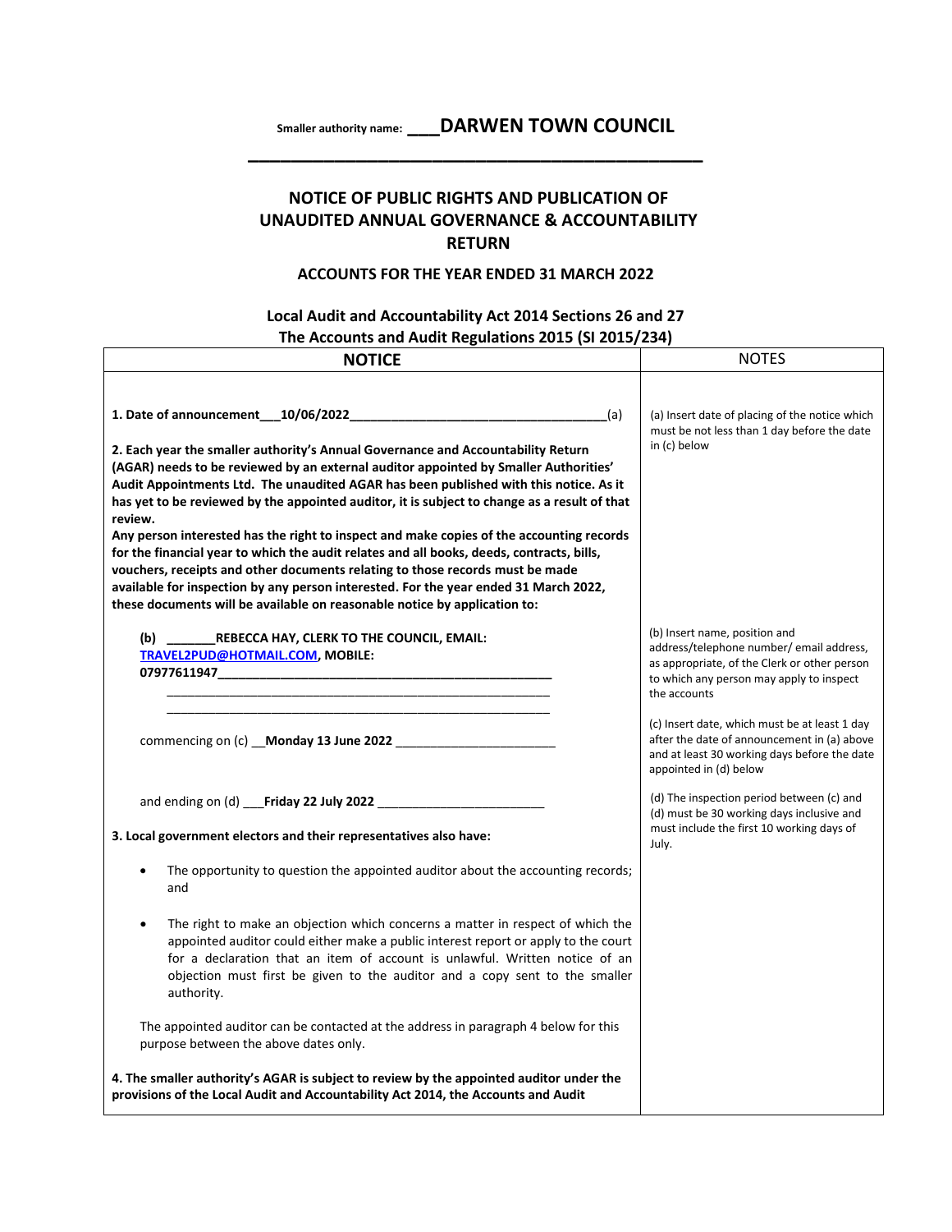Smaller authority name: ___**DARWEN TOWN COUNCIL**

# NOTICE OF PUBLIC RIGHTS AND PUBLICATION OF UNAUDITED ANNUAL GOVERNANCE & ACCOUNTABILITY RETURN

## ACCOUNTS FOR THE YEAR ENDED 31 MARCH 2022

### Local Audit and Accountability Act 2014 Sections 26 and 27
### The Accounts and Audit Regulations 2015 (SI 2015/234)

| NOTICE | NOTES |
|---|---|
| **1. Date of announcement___10/06/2022_____________________________________(a)** | (a) Insert date of placing of the notice which must be not less than 1 day before the date in (c) below |
| **2. Each year the smaller authority's Annual Governance and Accountability Return (AGAR) needs to be reviewed by an external auditor appointed by Smaller Authorities' Audit Appointments Ltd. The unaudited AGAR has been published with this notice. As it has yet to be reviewed by the appointed auditor, it is subject to change as a result of that review.** **Any person interested has the right to inspect and make copies of the accounting records for the financial year to which the audit relates and all books, deeds, contracts, bills, vouchers, receipts and other documents relating to those records must be made available for inspection by any person interested. For the year ended 31 March 2022, these documents will be available on reasonable notice by application to:** | |
| **(b) _______REBECCA HAY, CLERK TO THE COUNCIL, EMAIL: TRAVEL2PUD@HOTMAIL.COM, MOBILE: 07977611947**_________________________________________________ | (b) Insert name, position and address/telephone number/ email address, as appropriate, of the Clerk or other person to which any person may apply to inspect the accounts |
| commencing on (c) __**Monday 13 June 2022** ______________________ | (c) Insert date, which must be at least 1 day after the date of announcement in (a) above and at least 30 working days before the date appointed in (d) below |
| and ending on (d) ___**Friday 22 July 2022** ________________________ | (d) The inspection period between (c) and (d) must be 30 working days inclusive and must include the first 10 working days of July. |
| **3. Local government electors and their representatives also have:** <br>• The opportunity to question the appointed auditor about the accounting records; and <br>• The right to make an objection which concerns a matter in respect of which the appointed auditor could either make a public interest report or apply to the court for a declaration that an item of account is unlawful. Written notice of an objection must first be given to the auditor and a copy sent to the smaller authority. <br><br>The appointed auditor can be contacted at the address in paragraph 4 below for this purpose between the above dates only. | |
| **4. The smaller authority's AGAR is subject to review by the appointed auditor under the provisions of the Local Audit and Accountability Act 2014, the Accounts and Audit** | |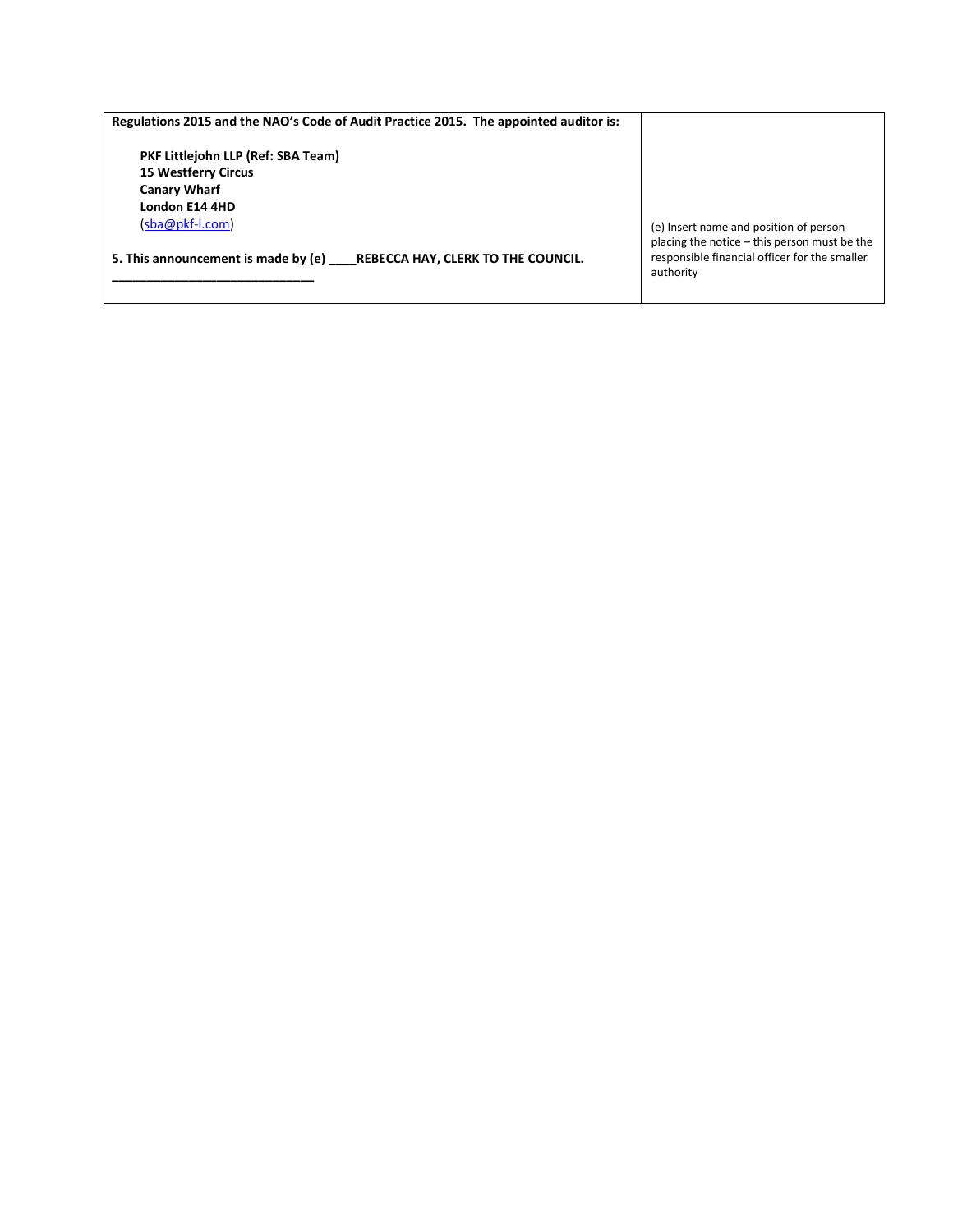| | |
|---|---|
| **Regulations 2015 and the NAO's Code of Audit Practice 2015. The appointed auditor is:**<br><br>**PKF Littlejohn LLP (Ref: SBA Team)**<br>**15 Westferry Circus**<br>**Canary Wharf**<br>**London E14 4HD**<br>(sba@pkf-l.com)<br><br>**5. This announcement is made by (e) ____REBECCA HAY, CLERK TO THE COUNCIL. ____________________________** | (e) Insert name and position of person placing the notice – this person must be the responsible financial officer for the smaller authority |